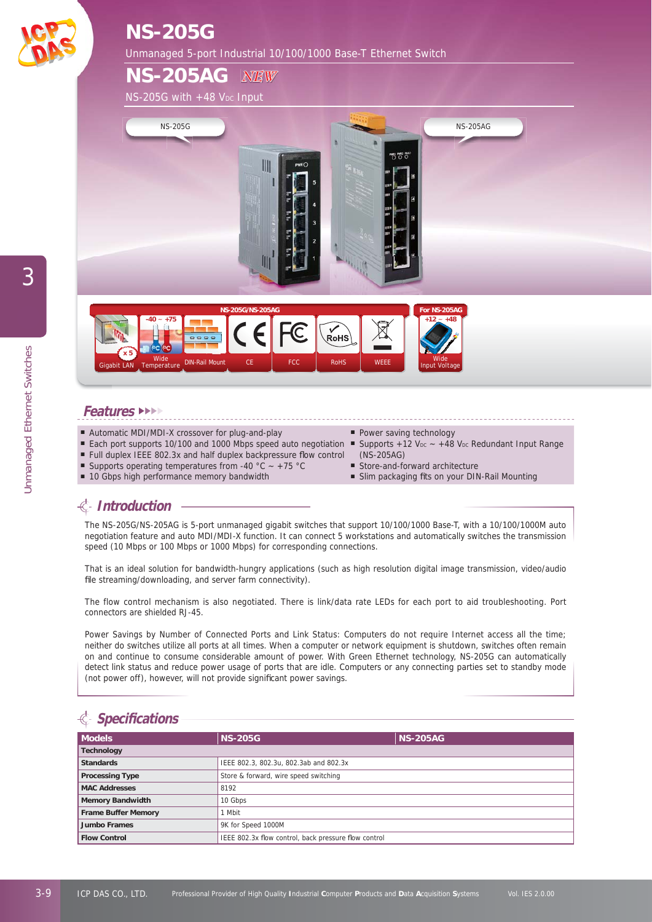# NS-205G

Unmanaged 5-port Industrial 10/100/1000 Base-T Ethernet Switch

# NS-205AG NEW

NS-205G with +48 $V_{DC}$ Input

NS-205G

NS-205AG

NS-205G/NS-205AG: Gigabit LAN (x5), Wide Temperature (-40 ~ +75), DIN-Rail Mount, CE, FCC, RoHS, WEEE

For NS-205AG: Wide Input Voltage (+12 ~ +48)

## Features

- Automatic MDI/MDI-X crossover for plug-and-play
- Each port supports 10/100 and 1000 Mbps speed auto negotiation
- Full duplex IEEE 802.3x and half duplex backpressure flow control
- Supports operating temperatures from -40 °C ~ +75 °C
- 10 Gbps high performance memory bandwidth
- Power saving technology
- Supports +12 $V_{DC}$ ~ +48 $V_{DC}$ Redundant Input Range (NS-205AG)
- Store-and-forward architecture
- Slim packaging fits on your DIN-Rail Mounting

## Introduction

The NS-205G/NS-205AG is 5-port unmanaged gigabit switches that support 10/100/1000 Base-T, with a 10/100/1000M auto negotiation feature and auto MDI/MDI-X function. It can connect 5 workstations and automatically switches the transmission speed (10 Mbps or 100 Mbps or 1000 Mbps) for corresponding connections.

That is an ideal solution for bandwidth-hungry applications (such as high resolution digital image transmission, video/audio file streaming/downloading, and server farm connectivity).

The flow control mechanism is also negotiated. There is link/data rate LEDs for each port to aid troubleshooting. Port connectors are shielded RJ-45.

Power Savings by Number of Connected Ports and Link Status: Computers do not require Internet access all the time; neither do switches utilize all ports at all times. When a computer or network equipment is shutdown, switches often remain on and continue to consume considerable amount of power. With Green Ethernet technology, NS-205G can automatically detect link status and reduce power usage of ports that are idle. Computers or any connecting parties set to standby mode (not power off), however, will not provide significant power savings.

## Specifications

| Models | NS-205G | NS-205AG |
|---|---|---|
| **Technology** | | |
| **Standards** | IEEE 802.3, 802.3u, 802.3ab and 802.3x | |
| **Processing Type** | Store & forward, wire speed switching | |
| **MAC Addresses** | 8192 | |
| **Memory Bandwidth** | 10 Gbps | |
| **Frame Buffer Memory** | 1 Mbit | |
| **Jumbo Frames** | 9K for Speed 1000M | |
| **Flow Control** | IEEE 802.3x flow control, back pressure flow control | |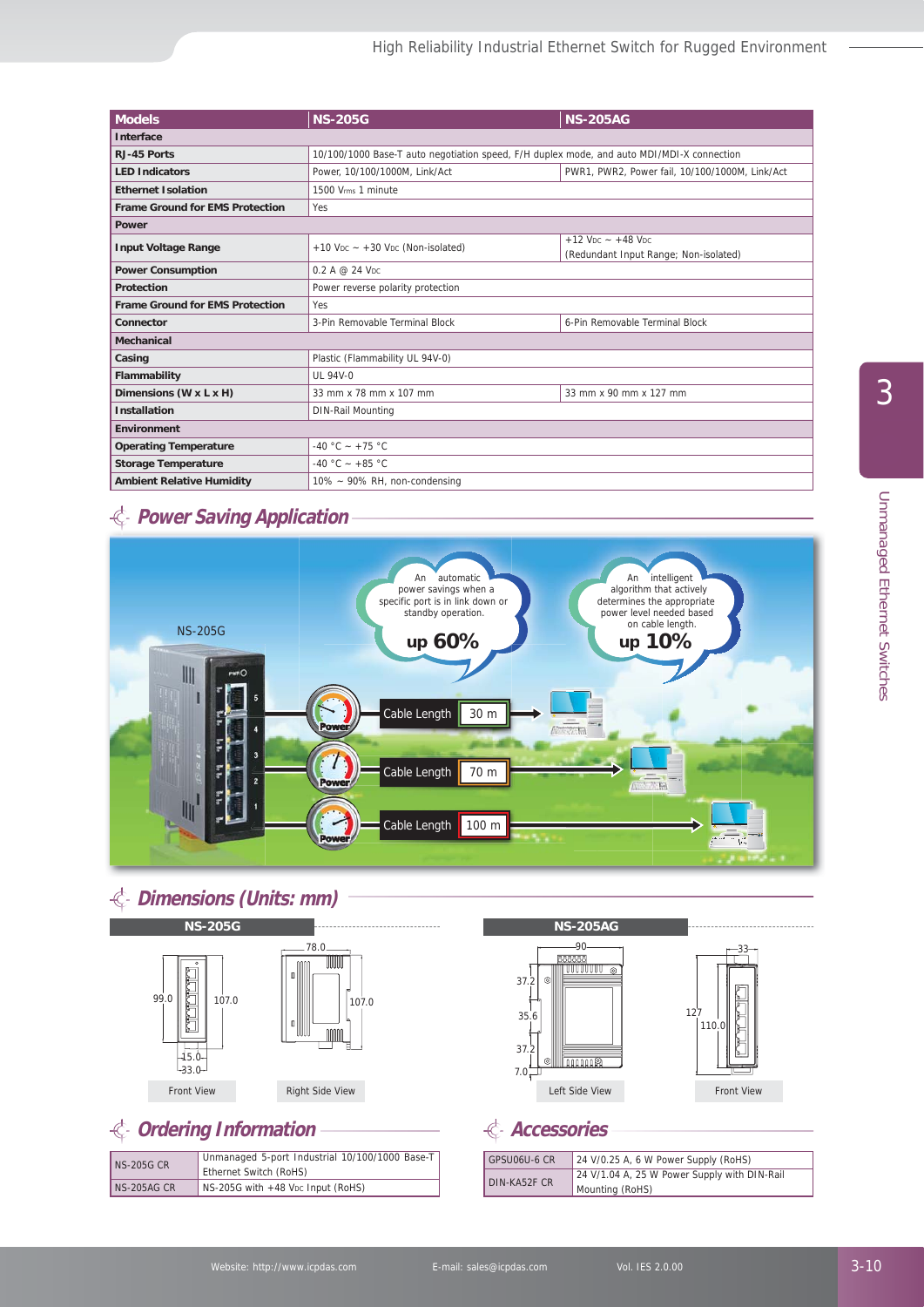| Models | NS-205G | NS-205AG |
|---|---|---|
| **Interface** | | |
| RJ-45 Ports | 10/100/1000 Base-T auto negotiation speed, F/H duplex mode, and auto MDI/MDI-X connection | |
| LED Indicators | Power, 10/100/1000M, Link/Act | PWR1, PWR2, Power fail, 10/100/1000M, Link/Act |
| Ethernet Isolation | 1500 $V_{rms}$ 1 minute | |
| Frame Ground for EMS Protection | Yes | |
| **Power** | | |
| Input Voltage Range | +10 $V_{DC}$ ~ +30 $V_{DC}$ (Non-isolated) | +12 $V_{DC}$ ~ +48 $V_{DC}$ (Redundant Input Range; Non-isolated) |
| Power Consumption | 0.2 A @ 24 $V_{DC}$ | |
| Protection | Power reverse polarity protection | |
| Frame Ground for EMS Protection | Yes | |
| Connector | 3-Pin Removable Terminal Block | 6-Pin Removable Terminal Block |
| **Mechanical** | | |
| Casing | Plastic (Flammability UL 94V-0) | |
| Flammability | UL 94V-0 | |
| Dimensions (W x L x H) | 33 mm x 78 mm x 107 mm | 33 mm x 90 mm x 127 mm |
| Installation | DIN-Rail Mounting | |
| **Environment** | | |
| Operating Temperature | -40 °C ~ +75 °C | |
| Storage Temperature | -40 °C ~ +85 °C | |
| Ambient Relative Humidity | 10% ~ 90% RH, non-condensing | |

## Power Saving Application

NS-205G

An automatic power savings when a specific port is in link down or standby operation.
**up 60%**

An intelligent algorithm that actively determines the appropriate power level needed based on cable length.
**up 10%**

Cable Length 30 m

Cable Length 70 m

Cable Length 100 m

## Dimensions (Units: mm)

**NS-205G**

78.0
99.0
107.0
107.0
15.0
33.0

Front View

Right Side View

**NS-205AG**

90
33
37.2
35.6
37.2
7.0
127
110.0

Left Side View

Front View

## Ordering Information

| | |
|---|---|
| NS-205G CR | Unmanaged 5-port Industrial 10/100/1000 Base-T Ethernet Switch (RoHS) |
| NS-205AG CR | NS-205G with +48 $V_{DC}$ Input (RoHS) |

## Accessories

| | |
|---|---|
| GPSU06U-6 CR | 24 V/0.25 A, 6 W Power Supply (RoHS) |
| DIN-KA52F CR | 24 V/1.04 A, 25 W Power Supply with DIN-Rail Mounting (RoHS) |